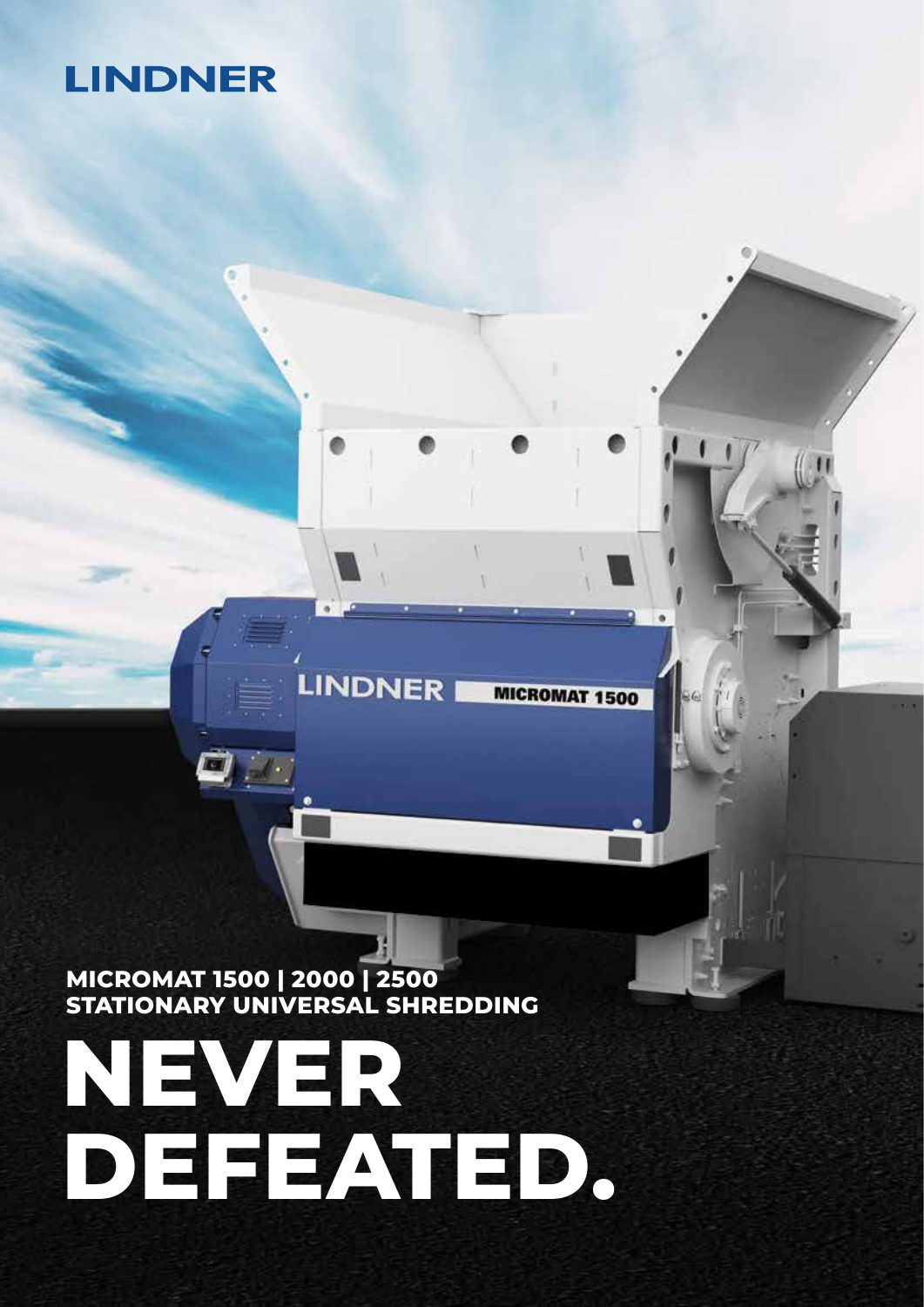# LINDNER

**MICROMAT 1500 | 2000 | 2500**
**STATIONARY UNIVERSAL SHREDDING**

# NEVER DEFEATED.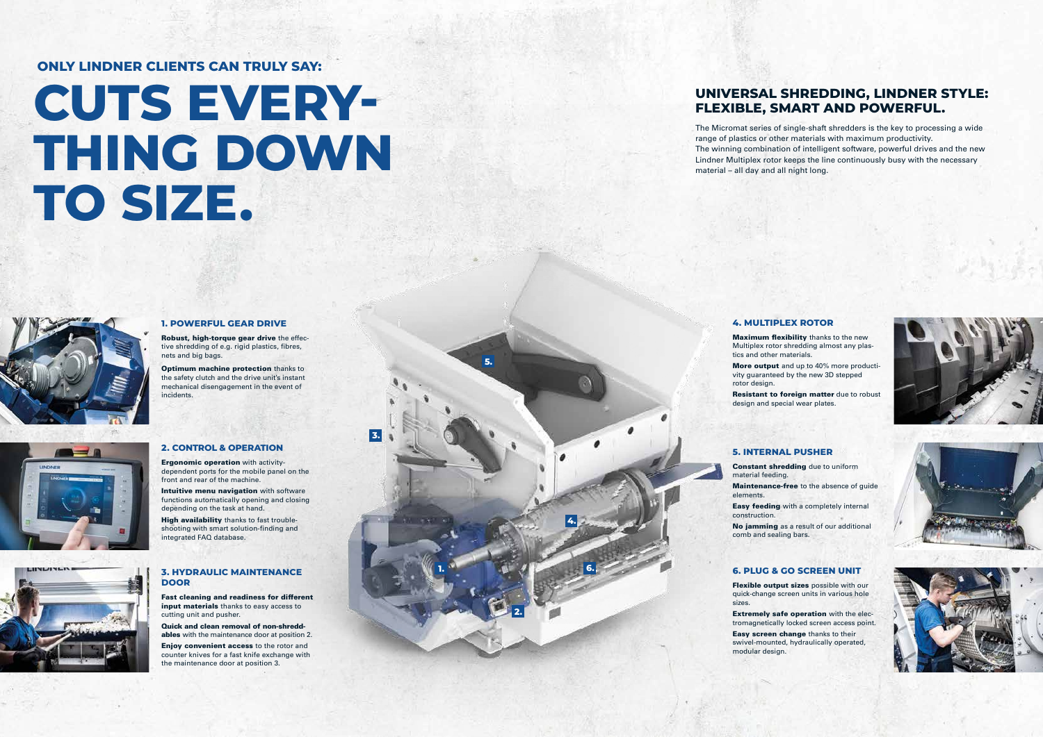**ONLY LINDNER CLIENTS CAN TRULY SAY:**

# CUTS EVERY-THING DOWN TO SIZE.

## UNIVERSAL SHREDDING, LINDNER STYLE: FLEXIBLE, SMART AND POWERFUL.

The Micromat series of single-shaft shredders is the key to processing a wide range of plastics or other materials with maximum productivity.
The winning combination of intelligent software, powerful drives and the new Lindner Multiplex rotor keeps the line continuously busy with the necessary material – all day and all night long.

### 1. POWERFUL GEAR DRIVE

**Robust, high-torque gear drive** the effective shredding of e.g. rigid plastics, fibres, nets and big bags.

**Optimum machine protection** thanks to the safety clutch and the drive unit's instant mechanical disengagement in the event of incidents.

### 2. CONTROL & OPERATION

**Ergonomic operation** with activity-dependent ports for the mobile panel on the front and rear of the machine.

**Intuitive menu navigation** with software functions automatically opening and closing depending on the task at hand.

**High availability** thanks to fast trouble-shooting with smart solution-finding and integrated FAQ database.

### 3. HYDRAULIC MAINTENANCE DOOR

**Fast cleaning and readiness for different input materials** thanks to easy access to cutting unit and pusher.

**Quick and clean removal of non-shreddables** with the maintenance door at position 2.

**Enjoy convenient access** to the rotor and counter knives for a fast knife exchange with the maintenance door at position 3.

### 4. MULTIPLEX ROTOR

**Maximum flexibility** thanks to the new Multiplex rotor shredding almost any plastics and other materials.

**More output** and up to 40% more productivity guaranteed by the new 3D stepped rotor design.

**Resistant to foreign matter** due to robust design and special wear plates.

### 5. INTERNAL PUSHER

**Constant shredding** due to uniform material feeding.

**Maintenance-free** to the absence of guide elements.

**Easy feeding** with a completely internal construction.

**No jamming** as a result of our additional comb and sealing bars.

### 6. PLUG & GO SCREEN UNIT

**Flexible output sizes** possible with our quick-change screen units in various hole sizes.

**Extremely safe operation** with the electromagnetically locked screen access point.

**Easy screen change** thanks to their swivel-mounted, hydraulically operated, modular design.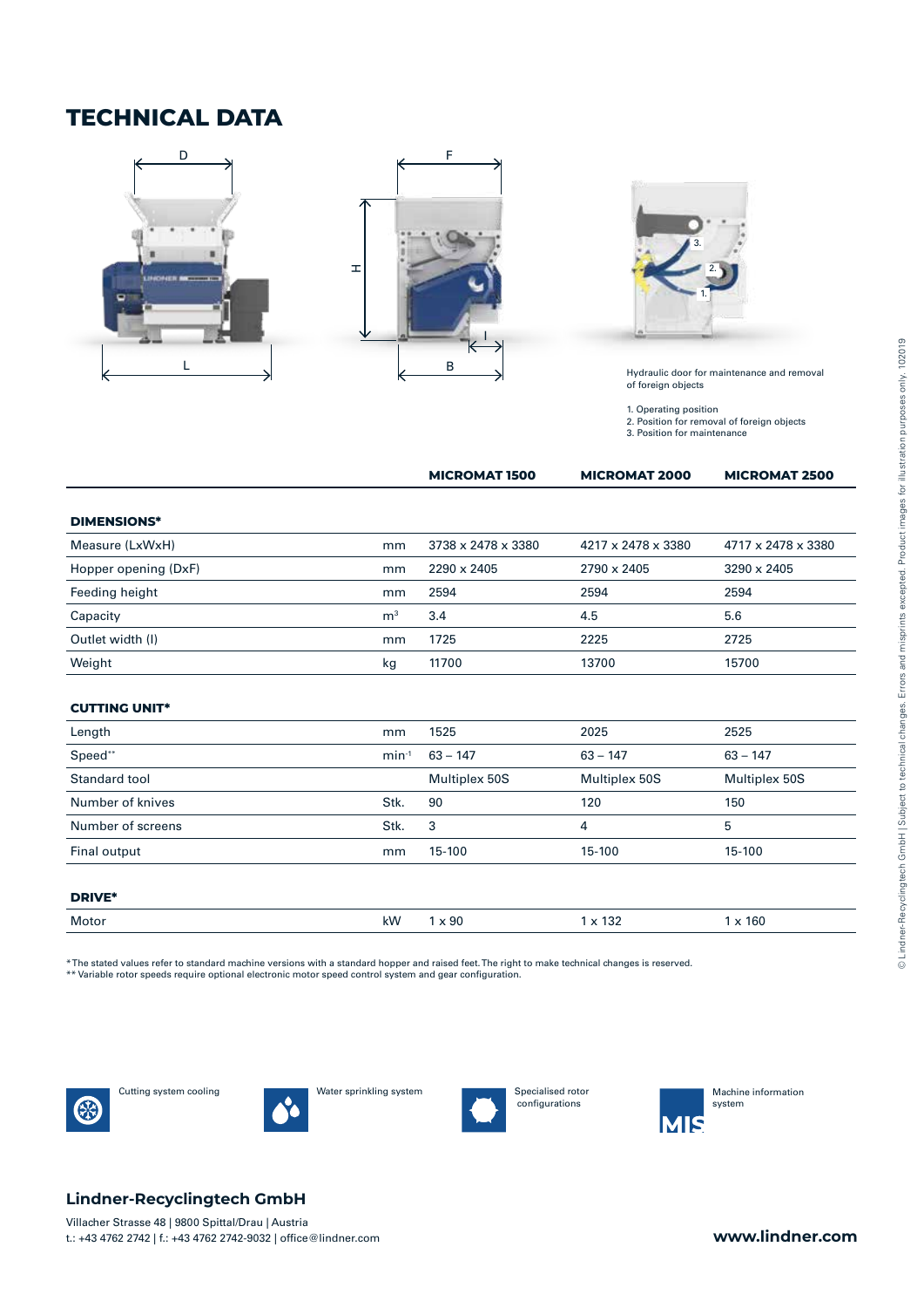# TECHNICAL DATA

D

F

H

L

B

I

3.

2.

1.

Hydraulic door for maintenance and removal of foreign objects

1. Operating position
2. Position for removal of foreign objects
3. Position for maintenance

| | | MICROMAT 1500 | MICROMAT 2000 | MICROMAT 2500 |
|---|---|---|---|---|
| **DIMENSIONS*** | | | | |
| Measure (LxWxH) | mm | 3738 x 2478 x 3380 | 4217 x 2478 x 3380 | 4717 x 2478 x 3380 |
| Hopper opening (DxF) | mm | 2290 x 2405 | 2790 x 2405 | 3290 x 2405 |
| Feeding height | mm | 2594 | 2594 | 2594 |
| Capacity | $m^3$ | 3.4 | 4.5 | 5.6 |
| Outlet width (I) | mm | 1725 | 2225 | 2725 |
| Weight | kg | 11700 | 13700 | 15700 |
| **CUTTING UNIT*** | | | | |
| Length | mm | 1525 | 2025 | 2525 |
| Speed** | $min^{-1}$ | 63 – 147 | 63 – 147 | 63 – 147 |
| Standard tool | | Multiplex 50S | Multiplex 50S | Multiplex 50S |
| Number of knives | Stk. | 90 | 120 | 150 |
| Number of screens | Stk. | 3 | 4 | 5 |
| Final output | mm | 15-100 | 15-100 | 15-100 |
| **DRIVE*** | | | | |
| Motor | kW | 1 x 90 | 1 x 132 | 1 x 160 |

*The stated values refer to standard machine versions with a standard hopper and raised feet. The right to make technical changes is reserved.
** Variable rotor speeds require optional electronic motor speed control system and gear configuration.

Cutting system cooling

Water sprinkling system

Specialised rotor configurations

Machine information system

© Lindner-Recyclingtech GmbH | Subject to technical changes. Errors and misprints excepted. Product images for illustration purposes only. 102019

**Lindner-Recyclingtech GmbH**

Villacher Strasse 48 | 9800 Spittal/Drau | Austria
t.: +43 4762 2742 | f.: +43 4762 2742-9032 | office@lindner.com

**www.lindner.com**